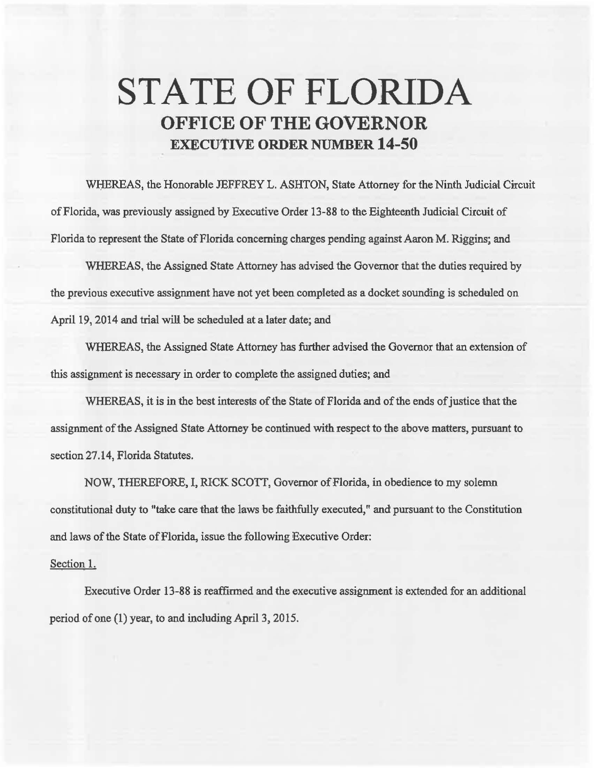# STATE OF FLORIDA

## OFFICE OF THE GOVERNOR

### EXECUTIVE ORDER NUMBER 14-50

WHEREAS, the Honorable JEFFREY L. ASHTON, State Attorney for the Ninth Judicial Circuit of Florida, was previously assigned by Executive Order 13-88 to the Eighteenth Judicial Circuit of Florida to represent the State of Florida concerning charges pending against Aaron M. Riggins; and

WHEREAS, the Assigned State Attorney has advised the Governor that the duties required by the previous executive assignment have not yet been completed as a docket sounding is scheduled on April 19, 2014 and trial will be scheduled at a later date; and

WHEREAS, the Assigned State Attorney has further advised the Governor that an extension of this assignment is necessary in order to complete the assigned duties; and

WHEREAS, it is in the best interests of the State of Florida and of the ends of justice that the assignment of the Assigned State Attorney be continued with respect to the above matters, pursuant to section 27.14, Florida Statutes.

NOW, THEREFORE, I, RICK SCOTT, Governor of Florida, in obedience to my solemn constitutional duty to "take care that the laws be faithfully executed," and pursuant to the Constitution and laws of the State of Florida, issue the following Executive Order:

Section 1.

Executive Order 13-88 is reaffirmed and the executive assignment is extended for an additional period of one (1) year, to and including April 3, 2015.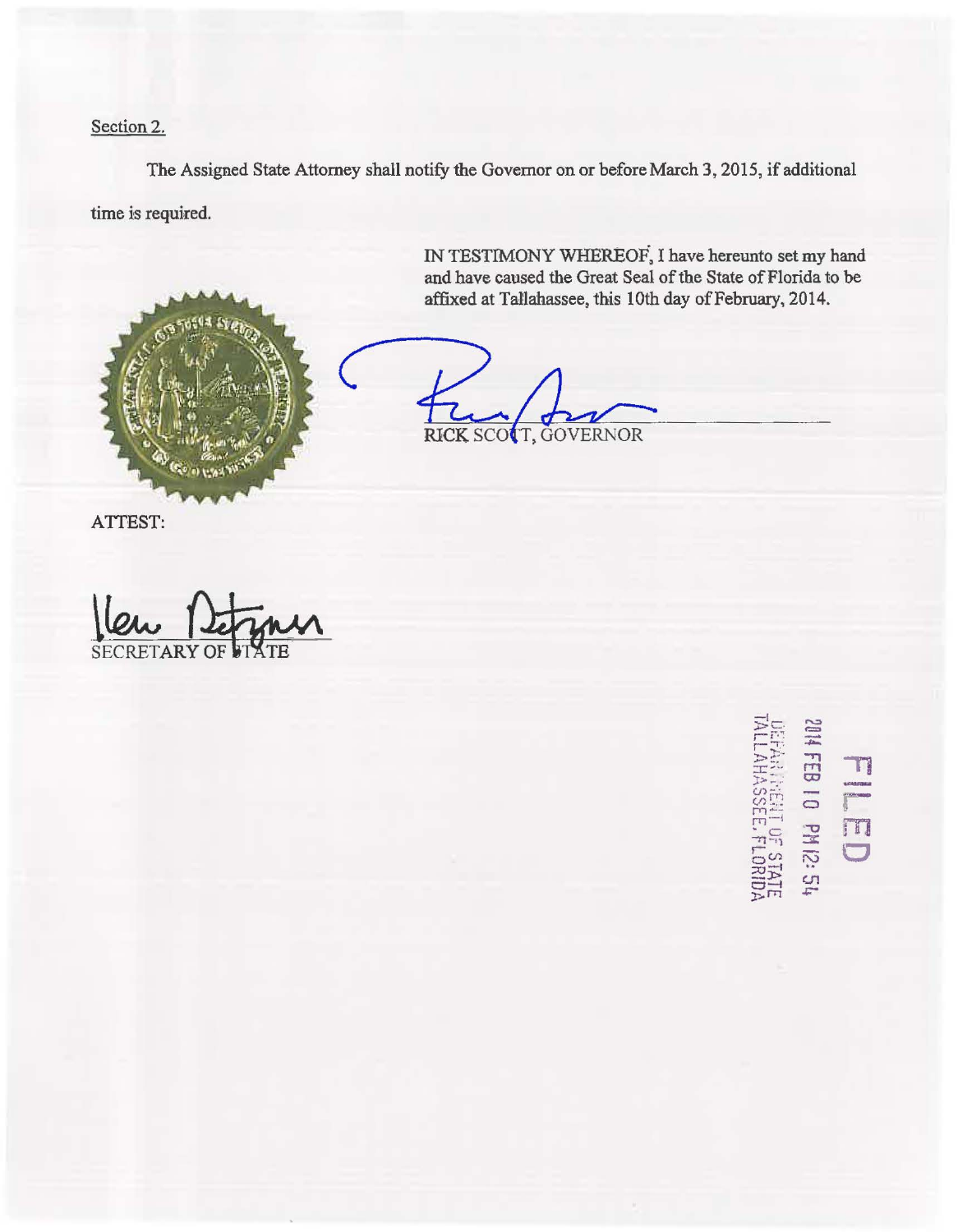Section 2.

The Assigned State Attorney shall notify the Governor on or before March 3, 2015, if additional time is required.

IN TESTIMONY WHEREOF, I have hereunto set my hand and have caused the Great Seal of the State of Florida to be affixed at Tallahassee, this 10th day of February, 2014.

RICK SCOTT, GOVERNOR

ATTEST:

SECRETARY OF STATE

FILED

2014 FEB 10 PM 12:54

DEPARTMENT OF STATE
TALLAHASSEE, FLORIDA